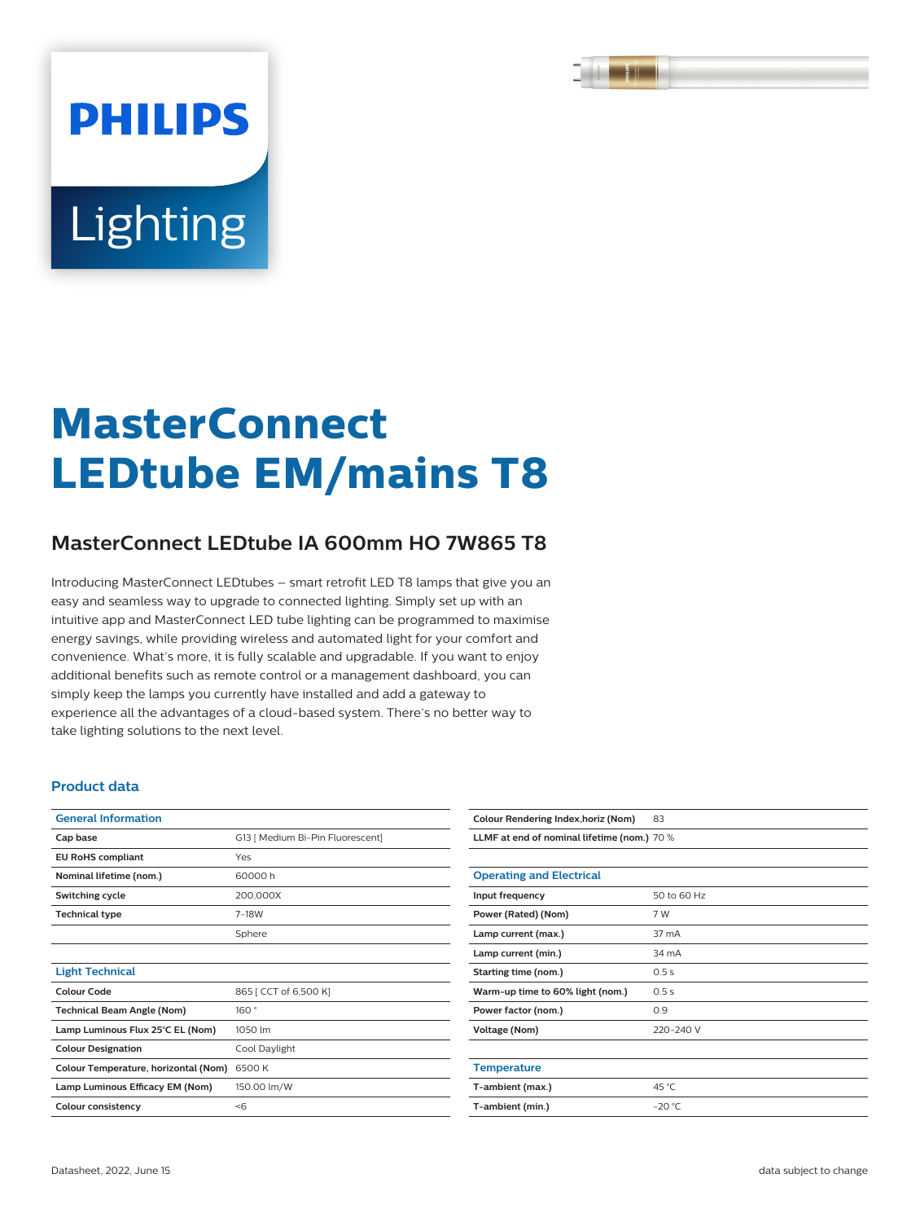PHILIPS

Lighting

# MasterConnect LEDtube EM/mains T8

## MasterConnect LEDtube IA 600mm HO 7W865 T8

Introducing MasterConnect LEDtubes – smart retrofit LED T8 lamps that give you an easy and seamless way to upgrade to connected lighting. Simply set up with an intuitive app and MasterConnect LED tube lighting can be programmed to maximise energy savings, while providing wireless and automated light for your comfort and convenience. What's more, it is fully scalable and upgradable. If you want to enjoy additional benefits such as remote control or a management dashboard, you can simply keep the lamps you currently have installed and add a gateway to experience all the advantages of a cloud-based system. There's no better way to take lighting solutions to the next level.

### Product data

| General Information | |
|---|---|
| Cap base | G13 [ Medium Bi-Pin Fluorescent] |
| EU RoHS compliant | Yes |
| Nominal lifetime (nom.) | 60000 h |
| Switching cycle | 200,000X |
| Technical type | 7-18W |
| | Sphere |

| Light Technical | |
|---|---|
| Colour Code | 865 [ CCT of 6,500 K] |
| Technical Beam Angle (Nom) | 160 ° |
| Lamp Luminous Flux 25°C EL (Nom) | 1050 lm |
| Colour Designation | Cool Daylight |
| Colour Temperature, horizontal (Nom) | 6500 K |
| Lamp Luminous Efficacy EM (Nom) | 150.00 lm/W |
| Colour consistency | <6 |
| Colour Rendering Index,horiz (Nom) | 83 |
| LLMF at end of nominal lifetime (nom.) | 70 % |

| Operating and Electrical | |
|---|---|
| Input frequency | 50 to 60 Hz |
| Power (Rated) (Nom) | 7 W |
| Lamp current (max.) | 37 mA |
| Lamp current (min.) | 34 mA |
| Starting time (nom.) | 0.5 s |
| Warm-up time to 60% light (nom.) | 0.5 s |
| Power factor (nom.) | 0.9 |
| Voltage (Nom) | 220-240 V |

| Temperature | |
|---|---|
| T-ambient (max.) | 45 °C |
| T-ambient (min.) | -20 °C |

Datasheet, 2022, June 15

data subject to change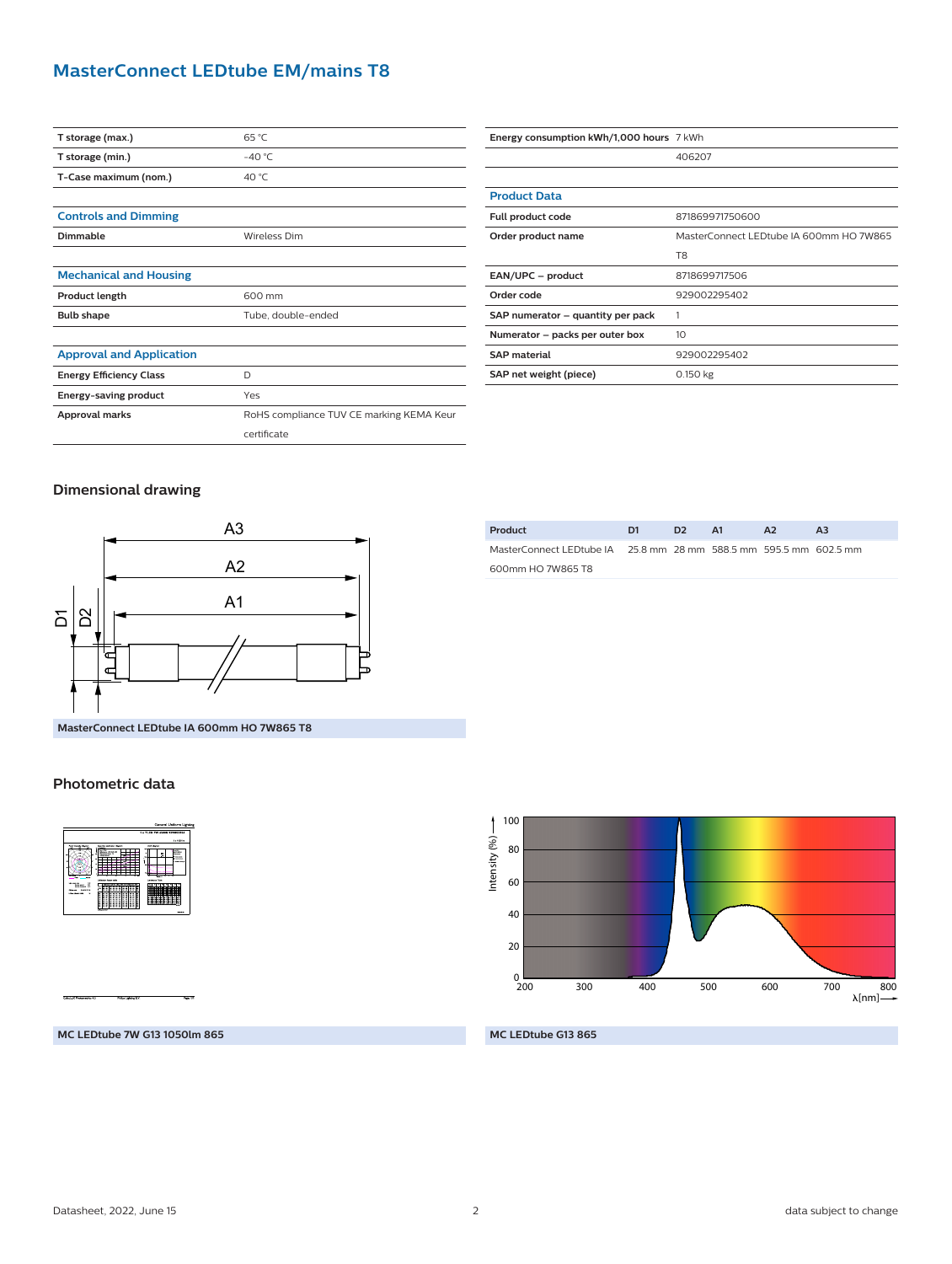# MasterConnect LEDtube EM/mains T8

| | |
|---|---|
| T storage (max.) | 65 °C |
| T storage (min.) | -40 °C |
| T-Case maximum (nom.) | 40 °C |

## Controls and Dimming

| | |
|---|---|
| Dimmable | Wireless Dim |

## Mechanical and Housing

| | |
|---|---|
| Product length | 600 mm |
| Bulb shape | Tube, double-ended |

## Approval and Application

| | |
|---|---|
| Energy Efficiency Class | D |
| Energy-saving product | Yes |
| Approval marks | RoHS compliance TUV CE marking KEMA Keur certificate |
| Energy consumption kWh/1,000 hours | 7 kWh |
| | 406207 |

## Product Data

| | |
|---|---|
| Full product code | 871869971750600 |
| Order product name | MasterConnect LEDtube IA 600mm HO 7W865 T8 |
| EAN/UPC – product | 8718699717506 |
| Order code | 929002295402 |
| SAP numerator – quantity per pack | 1 |
| Numerator – packs per outer box | 10 |
| SAP material | 929002295402 |
| SAP net weight (piece) | 0.150 kg |

## Dimensional drawing

A3
A2
A1
D1
D2

MasterConnect LEDtube IA 600mm HO 7W865 T8

| Product | D1 | D2 | A1 | A2 | A3 |
|---|---|---|---|---|---|
| MasterConnect LEDtube IA 600mm HO 7W865 T8 | 25.8 mm | 28 mm | 588.5 mm | 595.5 mm | 602.5 mm |

## Photometric data

MC LEDtube 7W G13 1050lm 865

Intensity (%)
100
80
60
40
20
0
200
300
400
500
600
700
800
λ[nm]

MC LEDtube G13 865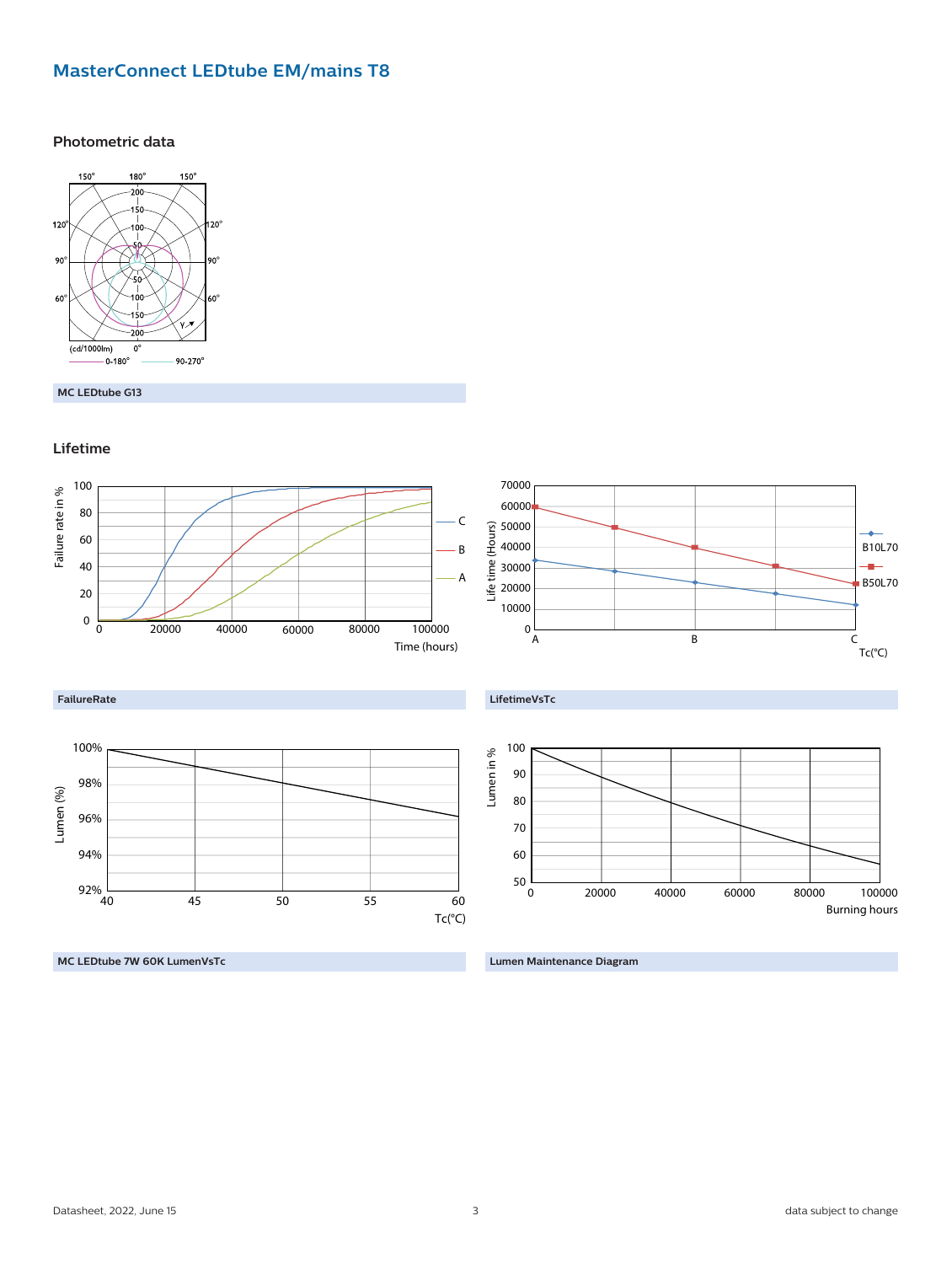# MasterConnect LEDtube EM/mains T8

## Photometric data

150° 180° 150°
200
150
120° 100 120°
50
90° 90°
50
100
60° 150 60°
200
(cd/1000lm) 0°
0-180° 90-270°

MC LEDtube G13

## Lifetime

Failure rate in %
100
80
60
40
20
0
0 20000 40000 60000 80000 100000
Time (hours)
C
B
A

FailureRate

Life time (Hours)
70000
60000
50000
40000
30000
20000
10000
0
A B C
Tc(°C)
B10L70
B50L70

LifetimeVsTc

Lumen (%)
100%
98%
96%
94%
92%
40 45 50 55 60
Tc(°C)

MC LEDtube 7W 60K LumenVsTc

Lumen in %
100
90
80
70
60
50
0 20000 40000 60000 80000 100000
Burning hours

Lumen Maintenance Diagram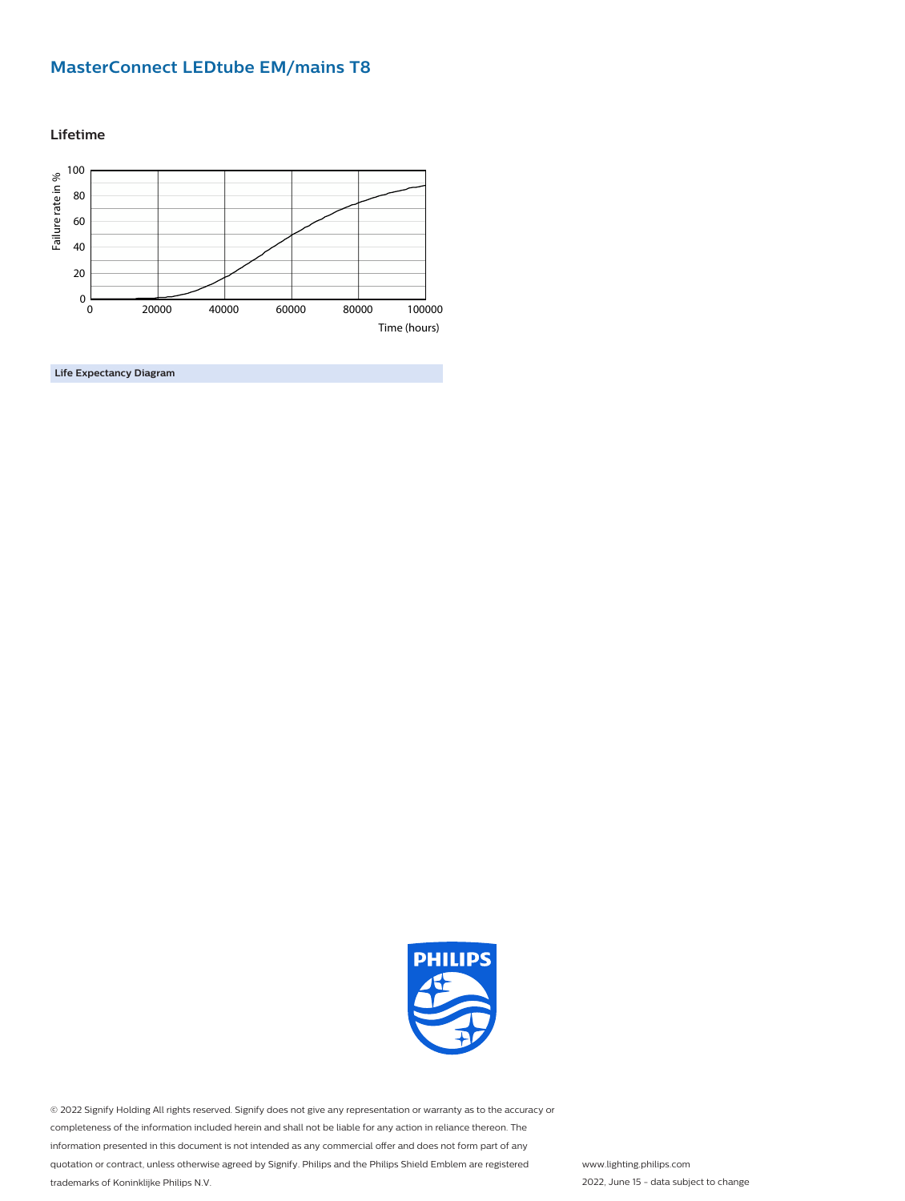## MasterConnect LEDtube EM/mains T8

### Lifetime

Failure rate in %

100
80
60
40
20
0

0
20000
40000
60000
80000
100000

Time (hours)

**Life Expectancy Diagram**

© 2022 Signify Holding All rights reserved. Signify does not give any representation or warranty as to the accuracy or completeness of the information included herein and shall not be liable for any action in reliance thereon. The information presented in this document is not intended as any commercial offer and does not form part of any quotation or contract, unless otherwise agreed by Signify. Philips and the Philips Shield Emblem are registered trademarks of Koninklijke Philips N.V.

www.lighting.philips.com

2022, June 15 - data subject to change